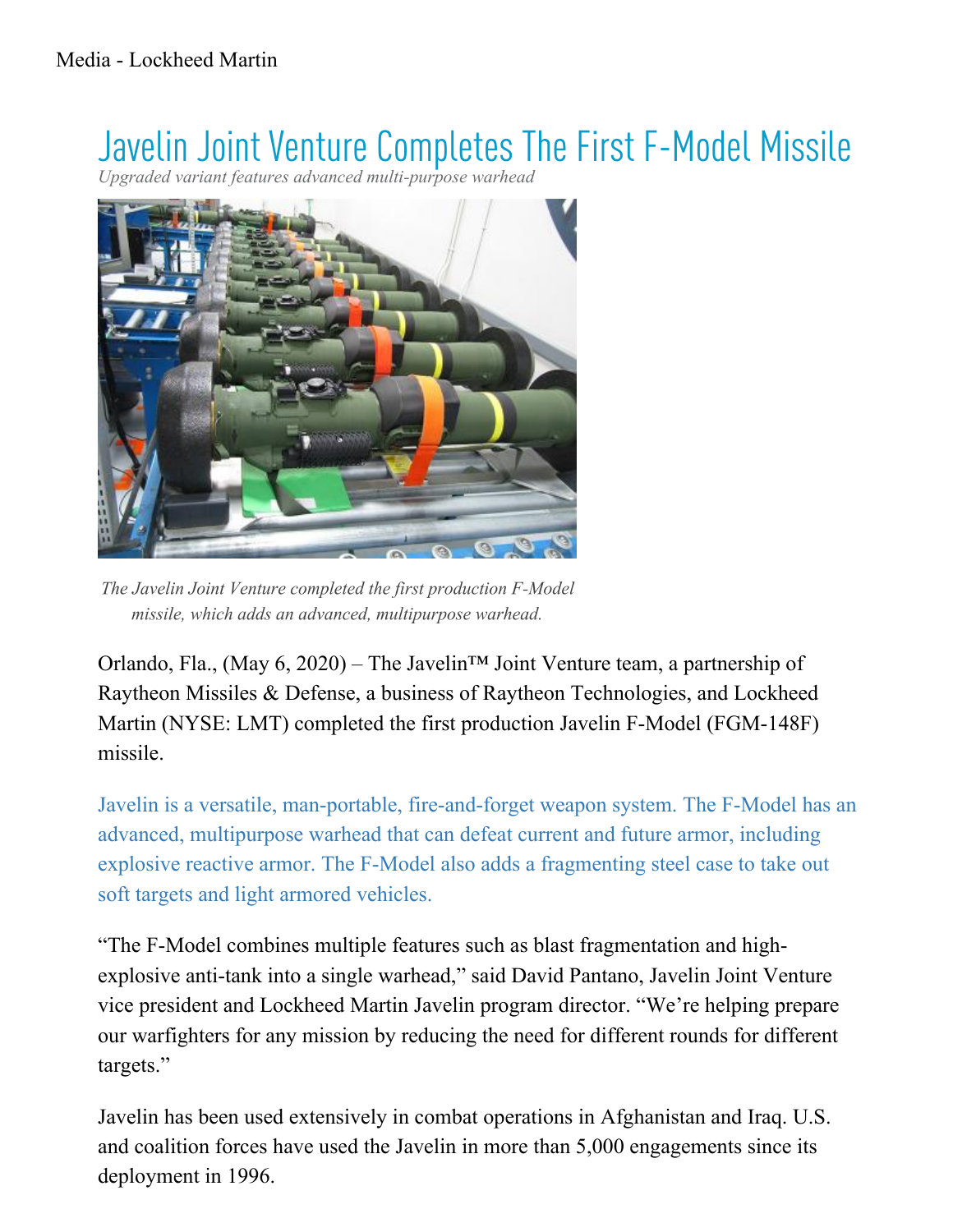Media - Lockheed Martin

# Javelin Joint Venture Completes The First F-Model Missile

*Upgraded variant features advanced multi-purpose warhead*

*The Javelin Joint Venture completed the first production F-Model missile, which adds an advanced, multipurpose warhead.*

Orlando, Fla., (May 6, 2020) – The Javelin™ Joint Venture team, a partnership of Raytheon Missiles & Defense, a business of Raytheon Technologies, and Lockheed Martin (NYSE: LMT) completed the first production Javelin F-Model (FGM-148F) missile.

Javelin is a versatile, man-portable, fire-and-forget weapon system. The F-Model has an advanced, multipurpose warhead that can defeat current and future armor, including explosive reactive armor. The F-Model also adds a fragmenting steel case to take out soft targets and light armored vehicles.

"The F-Model combines multiple features such as blast fragmentation and high-explosive anti-tank into a single warhead," said David Pantano, Javelin Joint Venture vice president and Lockheed Martin Javelin program director. "We're helping prepare our warfighters for any mission by reducing the need for different rounds for different targets."

Javelin has been used extensively in combat operations in Afghanistan and Iraq. U.S. and coalition forces have used the Javelin in more than 5,000 engagements since its deployment in 1996.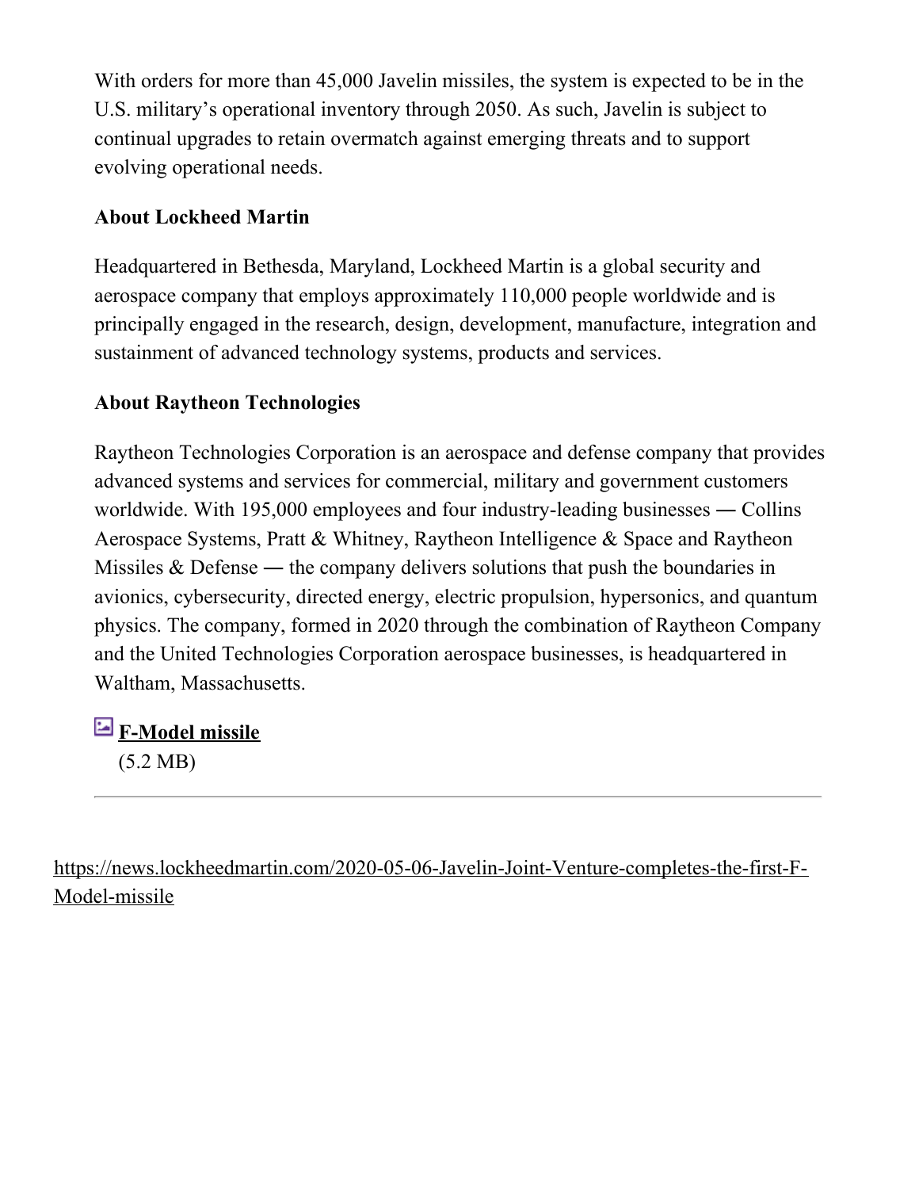With orders for more than 45,000 Javelin missiles, the system is expected to be in the U.S. military's operational inventory through 2050. As such, Javelin is subject to continual upgrades to retain overmatch against emerging threats and to support evolving operational needs.

**About Lockheed Martin**

Headquartered in Bethesda, Maryland, Lockheed Martin is a global security and aerospace company that employs approximately 110,000 people worldwide and is principally engaged in the research, design, development, manufacture, integration and sustainment of advanced technology systems, products and services.

**About Raytheon Technologies**

Raytheon Technologies Corporation is an aerospace and defense company that provides advanced systems and services for commercial, military and government customers worldwide. With 195,000 employees and four industry-leading businesses ― Collins Aerospace Systems, Pratt & Whitney, Raytheon Intelligence & Space and Raytheon Missiles & Defense ― the company delivers solutions that push the boundaries in avionics, cybersecurity, directed energy, electric propulsion, hypersonics, and quantum physics. The company, formed in 2020 through the combination of Raytheon Company and the United Technologies Corporation aerospace businesses, is headquartered in Waltham, Massachusetts.

**F-Model missile**
(5.2 MB)

---

https://news.lockheedmartin.com/2020-05-06-Javelin-Joint-Venture-completes-the-first-F-Model-missile